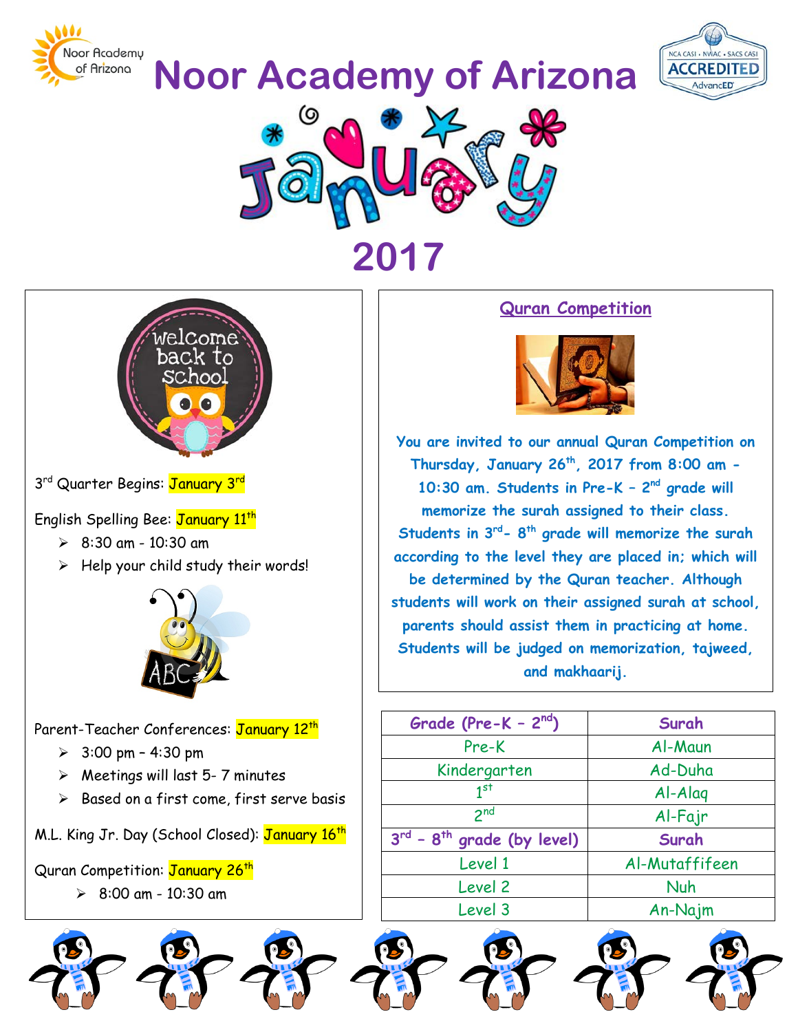Noor Academy of Arizona

# Noor Academy of Arizona

NCA CASI • NWAC • SACS CASI ACCREDITED AdvancED

# January 2017

welcome back to school

3rd Quarter Begins: January 3rd

English Spelling Bee: January 11th

- 8:30 am - 10:30 am
- Help your child study their words!

Parent-Teacher Conferences: January 12th

- 3:00 pm – 4:30 pm
- Meetings will last 5- 7 minutes
- Based on a first come, first serve basis

M.L. King Jr. Day (School Closed): January 16th

Quran Competition: January 26th

- 8:00 am - 10:30 am

## Quran Competition

**You are invited to our annual Quran Competition on Thursday, January 26th, 2017 from 8:00 am - 10:30 am. Students in Pre-K – 2nd grade will memorize the surah assigned to their class. Students in 3rd- 8th grade will memorize the surah according to the level they are placed in; which will be determined by the Quran teacher. Although students will work on their assigned surah at school, parents should assist them in practicing at home. Students will be judged on memorization, tajweed, and makhaarij.**

| Grade (Pre-K – 2nd) | Surah |
|---|---|
| Pre-K | Al-Maun |
| Kindergarten | Ad-Duha |
| 1st | Al-Alaq |
| 2nd | Al-Fajr |
| **3rd – 8th grade (by level)** | **Surah** |
| Level 1 | Al-Mutaffifeen |
| Level 2 | Nuh |
| Level 3 | An-Najm |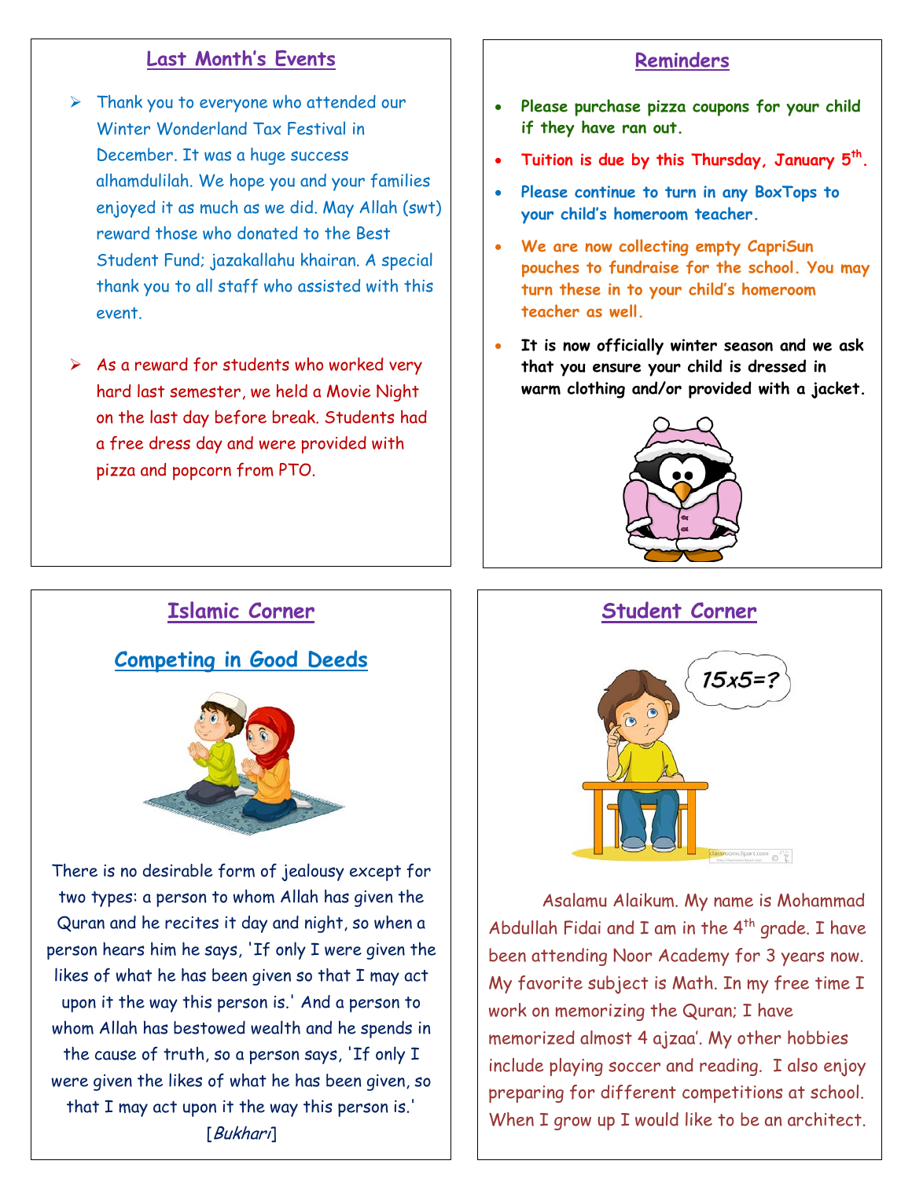## Last Month's Events

- Thank you to everyone who attended our Winter Wonderland Tax Festival in December. It was a huge success alhamdulilah. We hope you and your families enjoyed it as much as we did. May Allah (swt) reward those who donated to the Best Student Fund; jazakallahu khairan. A special thank you to all staff who assisted with this event.
- As a reward for students who worked very hard last semester, we held a Movie Night on the last day before break. Students had a free dress day and were provided with pizza and popcorn from PTO.

## Reminders

- **Please purchase pizza coupons for your child if they have ran out.**
- **Tuition is due by this Thursday, January 5th.**
- **Please continue to turn in any BoxTops to your child's homeroom teacher.**
- **We are now collecting empty CapriSun pouches to fundraise for the school. You may turn these in to your child's homeroom teacher as well.**
- **It is now officially winter season and we ask that you ensure your child is dressed in warm clothing and/or provided with a jacket.**

## Islamic Corner

### Competing in Good Deeds

There is no desirable form of jealousy except for two types: a person to whom Allah has given the Quran and he recites it day and night, so when a person hears him he says, 'If only I were given the likes of what he has been given so that I may act upon it the way this person is.' And a person to whom Allah has bestowed wealth and he spends in the cause of truth, so a person says, 'If only I were given the likes of what he has been given, so that I may act upon it the way this person is.' [*Bukhari*]

## Student Corner

Asalamu Alaikum. My name is Mohammad Abdullah Fidai and I am in the 4th grade. I have been attending Noor Academy for 3 years now. My favorite subject is Math. In my free time I work on memorizing the Quran; I have memorized almost 4 ajzaa'. My other hobbies include playing soccer and reading. I also enjoy preparing for different competitions at school. When I grow up I would like to be an architect.